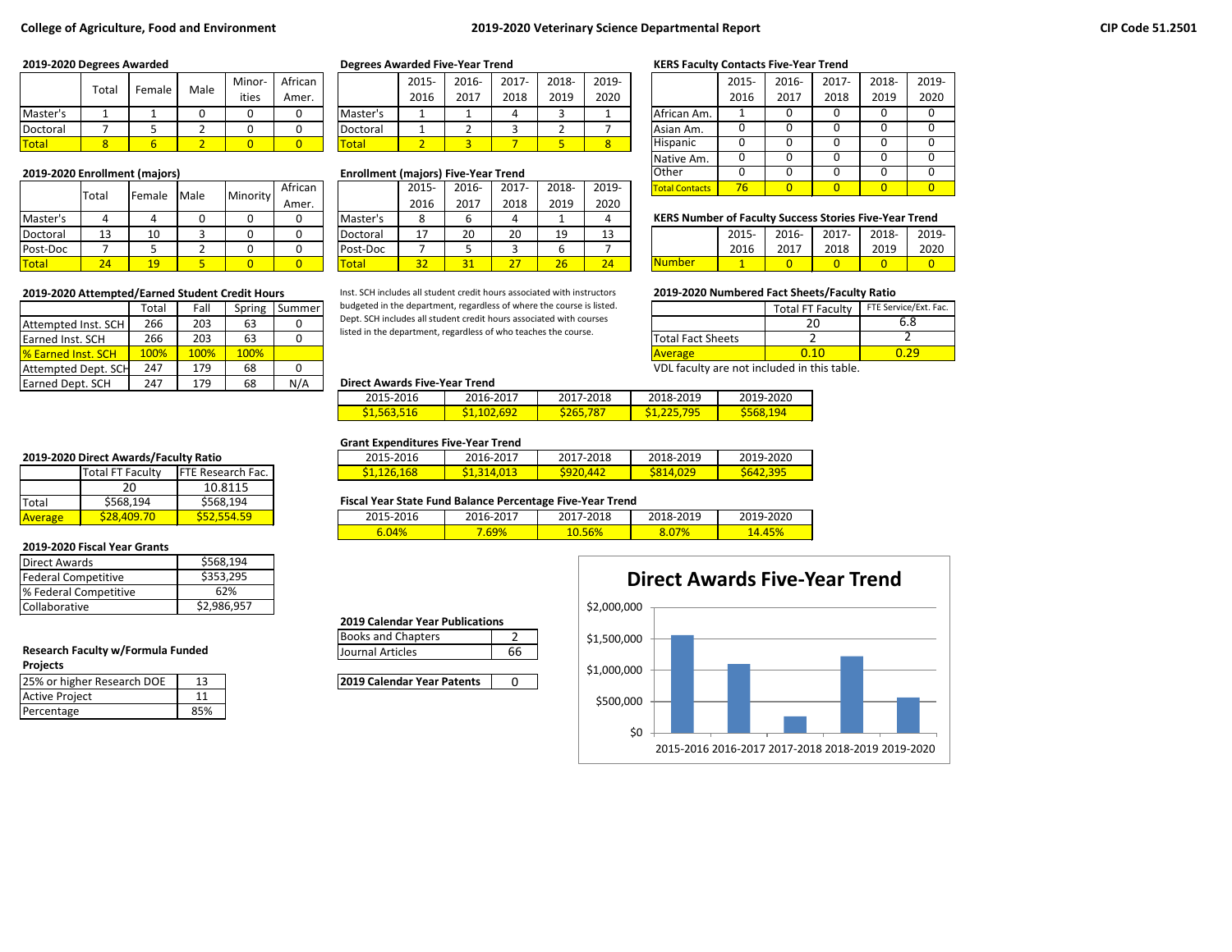College of Agriculture, Food and Environment

# 2019-2020 Veterinary Science Departmental Report

CIP Code 51.2501

### 2019-2020 Degrees Awarded

| | Total | Female | Male | Minorities | African Amer. |
|---|---|---|---|---|---|
| Master's | 1 | 1 | 0 | 0 | 0 |
| Doctoral | 7 | 5 | 2 | 0 | 0 |
| Total | 8 | 6 | 2 | 0 | 0 |

### 2019-2020 Enrollment (majors)

| | Total | Female | Male | Minority | African Amer. |
|---|---|---|---|---|---|
| Master's | 4 | 4 | 0 | 0 | 0 |
| Doctoral | 13 | 10 | 3 | 0 | 0 |
| Post-Doc | 7 | 5 | 2 | 0 | 0 |
| Total | 24 | 19 | 5 | 0 | 0 |

### 2019-2020 Attempted/Earned Student Credit Hours

| | Total | Fall | Spring | Summer |
|---|---|---|---|---|
| Attempted Inst. SCH | 266 | 203 | 63 | 0 |
| Earned Inst. SCH | 266 | 203 | 63 | 0 |
| % Earned Inst. SCH | 100% | 100% | 100% | |
| Attempted Dept. SCH | 247 | 179 | 68 | 0 |
| Earned Dept. SCH | 247 | 179 | 68 | N/A |

### 2019-2020 Direct Awards/Faculty Ratio

| | Total FT Faculty | FTE Research Fac. |
|---|---|---|
| | 20 | 10.8115 |
| Total | $568,194 | $568,194 |
| Average | $28,409.70 | $52,554.59 |

### 2019-2020 Fiscal Year Grants

| | |
|---|---|
| Direct Awards | $568,194 |
| Federal Competitive | $353,295 |
| % Federal Competitive | 62% |
| Collaborative | $2,986,957 |

### Research Faculty w/Formula Funded Projects

| | |
|---|---|
| 25% or higher Research DOE | 13 |
| Active Project | 11 |
| Percentage | 85% |

### Degrees Awarded Five-Year Trend

| | 2015-2016 | 2016-2017 | 2017-2018 | 2018-2019 | 2019-2020 |
|---|---|---|---|---|---|
| Master's | 1 | 1 | 4 | 3 | 1 |
| Doctoral | 1 | 2 | 3 | 2 | 7 |
| Total | 2 | 3 | 7 | 5 | 8 |

### Enrollment (majors) Five-Year Trend

| | 2015-2016 | 2016-2017 | 2017-2018 | 2018-2019 | 2019-2020 |
|---|---|---|---|---|---|
| Master's | 8 | 6 | 4 | 1 | 4 |
| Doctoral | 17 | 20 | 20 | 19 | 13 |
| Post-Doc | 7 | 5 | 3 | 6 | 7 |
| Total | 32 | 31 | 27 | 26 | 24 |

Inst. SCH includes all student credit hours associated with instructors budgeted in the department, regardless of where the course is listed. Dept. SCH includes all student credit hours associated with courses listed in the department, regardless of who teaches the course.

### Direct Awards Five-Year Trend

| 2015-2016 | 2016-2017 | 2017-2018 | 2018-2019 | 2019-2020 |
|---|---|---|---|---|
| $1,563,516 | $1,102,692 | $265,787 | $1,225,795 | $568,194 |

### Grant Expenditures Five-Year Trend

| 2015-2016 | 2016-2017 | 2017-2018 | 2018-2019 | 2019-2020 |
|---|---|---|---|---|
| $1,126,168 | $1,314,013 | $920,442 | $814,029 | $642,395 |

### Fiscal Year State Fund Balance Percentage Five-Year Trend

| 2015-2016 | 2016-2017 | 2017-2018 | 2018-2019 | 2019-2020 |
|---|---|---|---|---|
| 6.04% | 7.69% | 10.56% | 8.07% | 14.45% |

### 2019 Calendar Year Publications

| | |
|---|---|
| Books and Chapters | 2 |
| Journal Articles | 66 |

| | |
|---|---|
| **2019 Calendar Year Patents** | 0 |

### KERS Faculty Contacts Five-Year Trend

| | 2015-2016 | 2016-2017 | 2017-2018 | 2018-2019 | 2019-2020 |
|---|---|---|---|---|---|
| African Am. | 1 | 0 | 0 | 0 | 0 |
| Asian Am. | 0 | 0 | 0 | 0 | 0 |
| Hispanic | 0 | 0 | 0 | 0 | 0 |
| Native Am. | 0 | 0 | 0 | 0 | 0 |
| Other | 0 | 0 | 0 | 0 | 0 |
| Total Contacts | 76 | 0 | 0 | 0 | 0 |

### KERS Number of Faculty Success Stories Five-Year Trend

| | 2015-2016 | 2016-2017 | 2017-2018 | 2018-2019 | 2019-2020 |
|---|---|---|---|---|---|
| Number | 1 | 0 | 0 | 0 | 0 |

### 2019-2020 Numbered Fact Sheets/Faculty Ratio

| | Total FT Faculty | FTE Service/Ext. Fac. |
|---|---|---|
| | 20 | 6.8 |
| Total Fact Sheets | 2 | 2 |
| Average | 0.10 | 0.29 |

VDL faculty are not included in this table.

### Direct Awards Five-Year Trend

| | 2015-2016 | 2016-2017 | 2017-2018 | 2018-2019 | 2019-2020 |
|---|---|---|---|---|---|
| Direct Awards | $1,563,516 | $1,102,692 | $265,787 | $1,225,795 | $568,194 |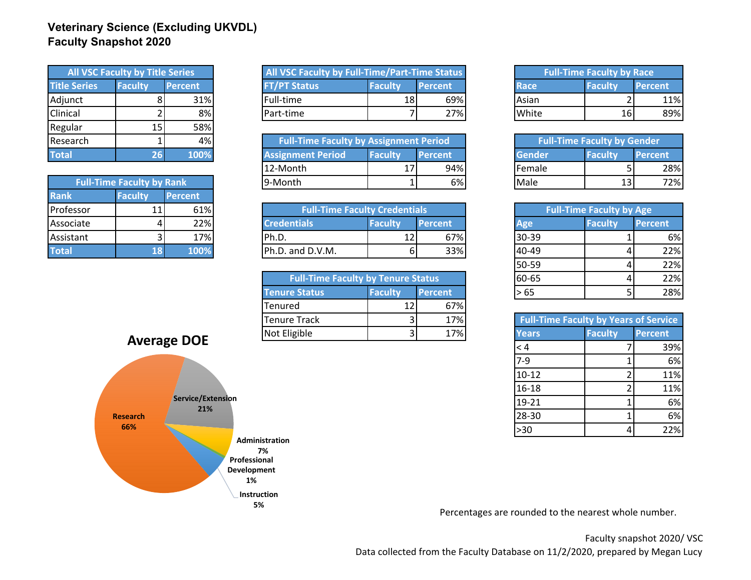# Veterinary Science (Excluding UKVDL)
# Faculty Snapshot 2020

| All VSC Faculty by Title Series | | |
|---|---|---|
| **Title Series** | **Faculty** | **Percent** |
| Adjunct | 8 | 31% |
| Clinical | 2 | 8% |
| Regular | 15 | 58% |
| Research | 1 | 4% |
| **Total** | **26** | **100%** |

| Full-Time Faculty by Rank | | |
|---|---|---|
| **Rank** | **Faculty** | **Percent** |
| Professor | 11 | 61% |
| Associate | 4 | 22% |
| Assistant | 3 | 17% |
| **Total** | **18** | **100%** |

| All VSC Faculty by Full-Time/Part-Time Status | | |
|---|---|---|
| **FT/PT Status** | **Faculty** | **Percent** |
| Full-time | 18 | 69% |
| Part-time | 7 | 27% |

| Full-Time Faculty by Assignment Period | | |
|---|---|---|
| **Assignment Period** | **Faculty** | **Percent** |
| 12-Month | 17 | 94% |
| 9-Month | 1 | 6% |

| Full-Time Faculty Credentials | | |
|---|---|---|
| **Credentials** | **Faculty** | **Percent** |
| Ph.D. | 12 | 67% |
| Ph.D. and D.V.M. | 6 | 33% |

| Full-Time Faculty by Tenure Status | | |
|---|---|---|
| **Tenure Status** | **Faculty** | **Percent** |
| Tenured | 12 | 67% |
| Tenure Track | 3 | 17% |
| Not Eligible | 3 | 17% |

| Full-Time Faculty by Race | | |
|---|---|---|
| **Race** | **Faculty** | **Percent** |
| Asian | 2 | 11% |
| White | 16 | 89% |

| Full-Time Faculty by Gender | | |
|---|---|---|
| **Gender** | **Faculty** | **Percent** |
| Female | 5 | 28% |
| Male | 13 | 72% |

| Full-Time Faculty by Age | | |
|---|---|---|
| **Age** | **Faculty** | **Percent** |
| 30-39 | 1 | 6% |
| 40-49 | 4 | 22% |
| 50-59 | 4 | 22% |
| 60-65 | 4 | 22% |
| > 65 | 5 | 28% |

| Full-Time Faculty by Years of Service | | |
|---|---|---|
| **Years** | **Faculty** | **Percent** |
| < 4 | 7 | 39% |
| 7-9 | 1 | 6% |
| 10-12 | 2 | 11% |
| 16-18 | 2 | 11% |
| 19-21 | 1 | 6% |
| 28-30 | 1 | 6% |
| >30 | 4 | 22% |

**Average DOE**

Research 66%

Service/Extension 21%

Administration 7%

Professional Development 1%

Instruction 5%

Percentages are rounded to the nearest whole number.

Faculty snapshot 2020/ VSC

Data collected from the Faculty Database on 11/2/2020, prepared by Megan Lucy